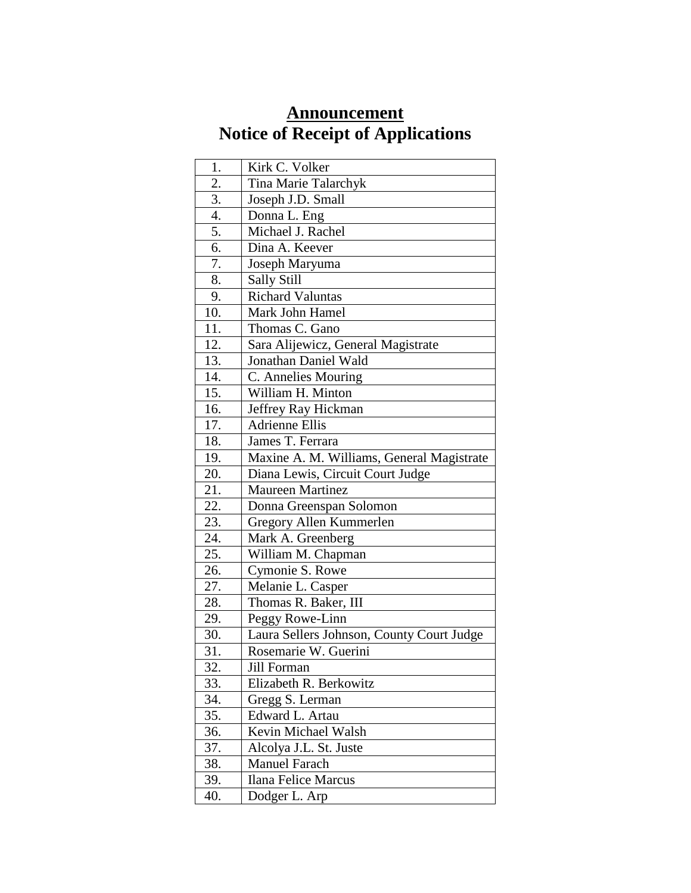# <u>Announcement</u>
# Notice of Receipt of Applications

| | |
|---|---|
| 1. | Kirk C. Volker |
| 2. | Tina Marie Talarchyk |
| 3. | Joseph J.D. Small |
| 4. | Donna L. Eng |
| 5. | Michael J. Rachel |
| 6. | Dina A. Keever |
| 7. | Joseph Maryuma |
| 8. | Sally Still |
| 9. | Richard Valuntas |
| 10. | Mark John Hamel |
| 11. | Thomas C. Gano |
| 12. | Sara Alijewicz, General Magistrate |
| 13. | Jonathan Daniel Wald |
| 14. | C. Annelies Mouring |
| 15. | William H. Minton |
| 16. | Jeffrey Ray Hickman |
| 17. | Adrienne Ellis |
| 18. | James T. Ferrara |
| 19. | Maxine A. M. Williams, General Magistrate |
| 20. | Diana Lewis, Circuit Court Judge |
| 21. | Maureen Martinez |
| 22. | Donna Greenspan Solomon |
| 23. | Gregory Allen Kummerlen |
| 24. | Mark A. Greenberg |
| 25. | William M. Chapman |
| 26. | Cymonie S. Rowe |
| 27. | Melanie L. Casper |
| 28. | Thomas R. Baker, III |
| 29. | Peggy Rowe-Linn |
| 30. | Laura Sellers Johnson, County Court Judge |
| 31. | Rosemarie W. Guerini |
| 32. | Jill Forman |
| 33. | Elizabeth R. Berkowitz |
| 34. | Gregg S. Lerman |
| 35. | Edward L. Artau |
| 36. | Kevin Michael Walsh |
| 37. | Alcolya J.L. St. Juste |
| 38. | Manuel Farach |
| 39. | Ilana Felice Marcus |
| 40. | Dodger L. Arp |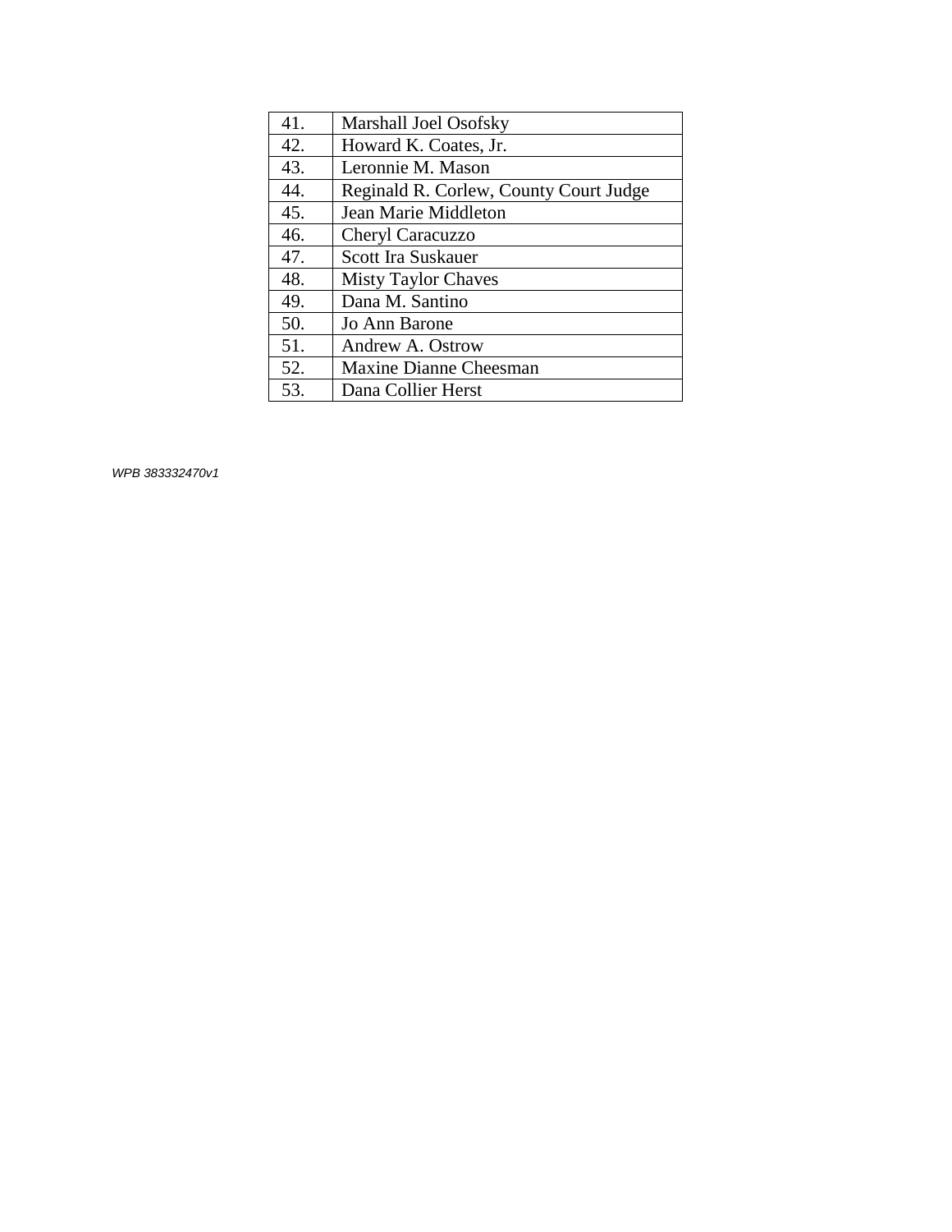| | |
|---|---|
| 41. | Marshall Joel Osofsky |
| 42. | Howard K. Coates, Jr. |
| 43. | Leronnie M. Mason |
| 44. | Reginald R. Corlew, County Court Judge |
| 45. | Jean Marie Middleton |
| 46. | Cheryl Caracuzzo |
| 47. | Scott Ira Suskauer |
| 48. | Misty Taylor Chaves |
| 49. | Dana M. Santino |
| 50. | Jo Ann Barone |
| 51. | Andrew A. Ostrow |
| 52. | Maxine Dianne Cheesman |
| 53. | Dana Collier Herst |

*WPB 383332470v1*